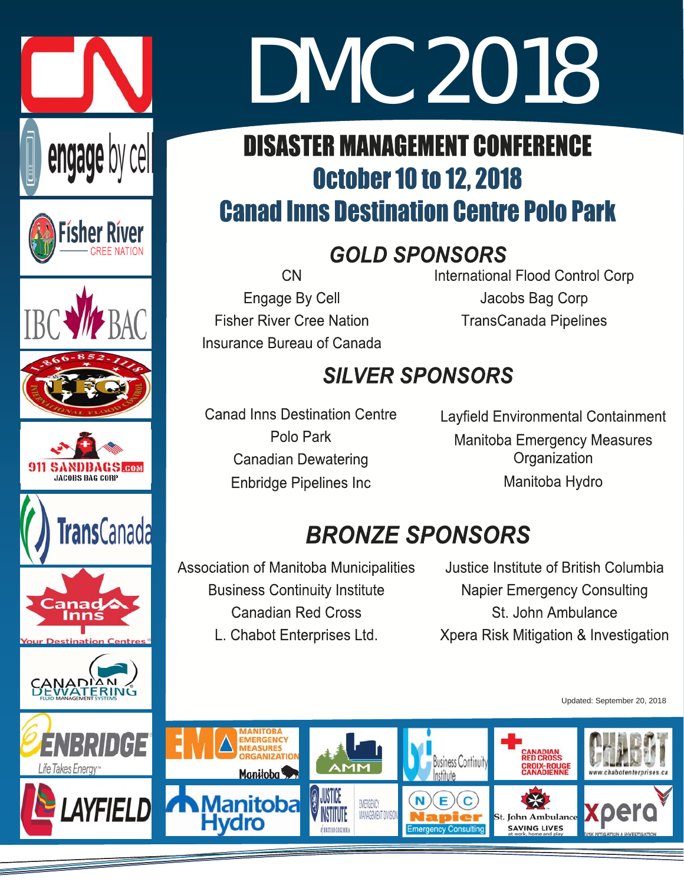# DMC 2018

## DISASTER MANAGEMENT CONFERENCE

## October 10 to 12, 2018

## Canad Inns Destination Centre Polo Park

### GOLD SPONSORS

CN
Engage By Cell
Fisher River Cree Nation
Insurance Bureau of Canada
International Flood Control Corp
Jacobs Bag Corp
TransCanada Pipelines

### SILVER SPONSORS

Canad Inns Destination Centre Polo Park
Canadian Dewatering
Enbridge Pipelines Inc
Layfield Environmental Containment
Manitoba Emergency Measures Organization
Manitoba Hydro

### BRONZE SPONSORS

Association of Manitoba Municipalities
Business Continuity Institute
Canadian Red Cross
L. Chabot Enterprises Ltd.
Justice Institute of British Columbia
Napier Emergency Consulting
St. John Ambulance
Xpera Risk Mitigation & Investigation

Updated: September 20, 2018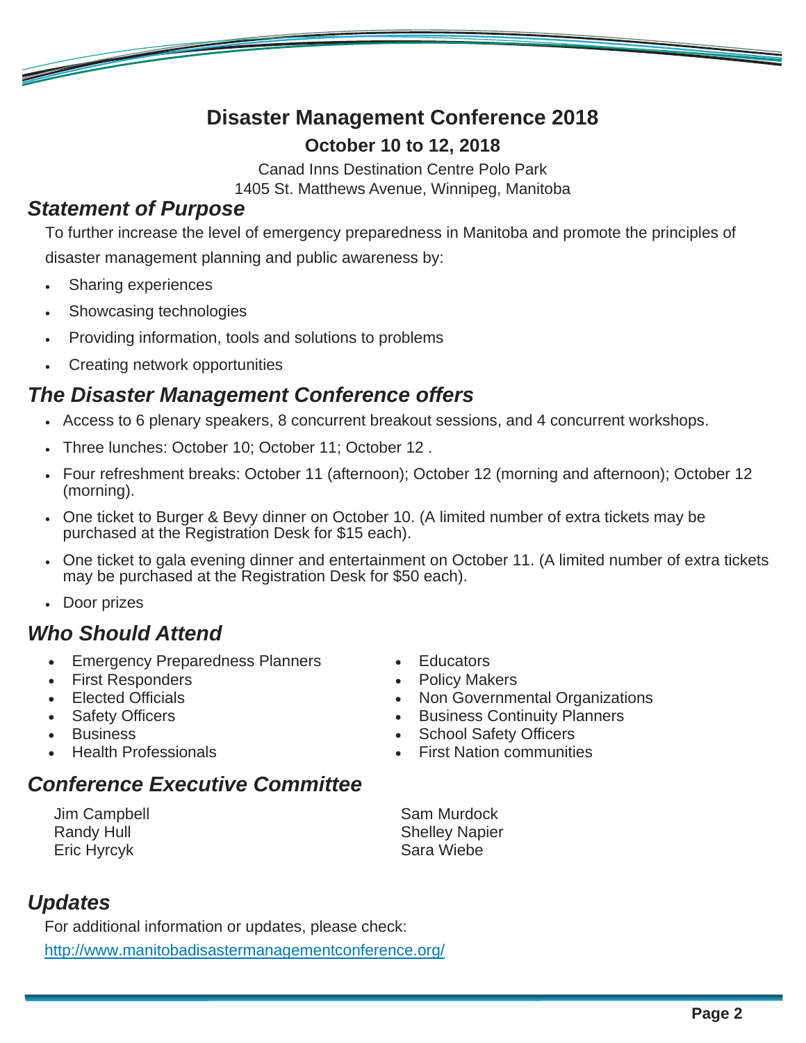# Disaster Management Conference 2018

## October 10 to 12, 2018

Canad Inns Destination Centre Polo Park
1405 St. Matthews Avenue, Winnipeg, Manitoba

## *Statement of Purpose*

To further increase the level of emergency preparedness in Manitoba and promote the principles of disaster management planning and public awareness by:

- Sharing experiences
- Showcasing technologies
- Providing information, tools and solutions to problems
- Creating network opportunities

## *The Disaster Management Conference offers*

- Access to 6 plenary speakers, 8 concurrent breakout sessions, and 4 concurrent workshops.
- Three lunches: October 10; October 11; October 12 .
- Four refreshment breaks: October 11 (afternoon); October 12 (morning and afternoon); October 12 (morning).
- One ticket to Burger & Bevy dinner on October 10. (A limited number of extra tickets may be purchased at the Registration Desk for $15 each).
- One ticket to gala evening dinner and entertainment on October 11. (A limited number of extra tickets may be purchased at the Registration Desk for $50 each).
- Door prizes

## *Who Should Attend*

- Emergency Preparedness Planners
- First Responders
- Elected Officials
- Safety Officers
- Business
- Health Professionals
- Educators
- Policy Makers
- Non Governmental Organizations
- Business Continuity Planners
- School Safety Officers
- First Nation communities

## *Conference Executive Committee*

Jim Campbell
Randy Hull
Eric Hyrcyk
Sam Murdock
Shelley Napier
Sara Wiebe

## *Updates*

For additional information or updates, please check:

http://www.manitobadisastermanagementconference.org/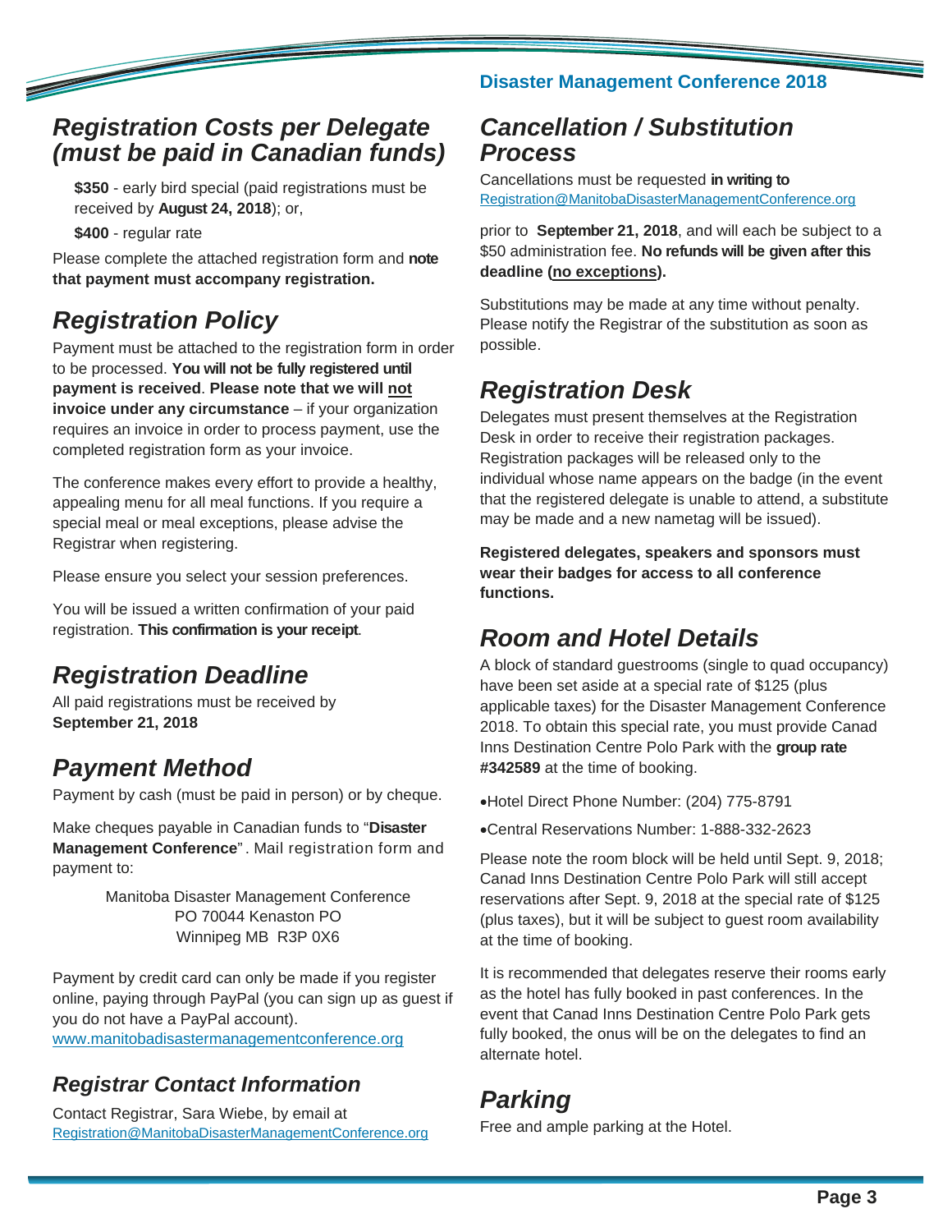## Registration Costs per Delegate (must be paid in Canadian funds)

**$350** - early bird special (paid registrations must be received by **August 24, 2018**); or,

**$400** - regular rate

Please complete the attached registration form and **note that payment must accompany registration.**

## Registration Policy

Payment must be attached to the registration form in order to be processed. **You will not be fully registered until payment is received**. **Please note that we will not invoice under any circumstance** – if your organization requires an invoice in order to process payment, use the completed registration form as your invoice.

The conference makes every effort to provide a healthy, appealing menu for all meal functions. If you require a special meal or meal exceptions, please advise the Registrar when registering.

Please ensure you select your session preferences.

You will be issued a written confirmation of your paid registration. **This confirmation is your receipt**.

## Registration Deadline

All paid registrations must be received by **September 21, 2018**

## Payment Method

Payment by cash (must be paid in person) or by cheque.

Make cheques payable in Canadian funds to "**Disaster Management Conference**". Mail registration form and payment to:

Manitoba Disaster Management Conference
PO 70044 Kenaston PO
Winnipeg MB R3P 0X6

Payment by credit card can only be made if you register online, paying through PayPal (you can sign up as guest if you do not have a PayPal account).
www.manitobadisastermanagementconference.org

### Registrar Contact Information

Contact Registrar, Sara Wiebe, by email at
Registration@ManitobaDisasterManagementConference.org

## Cancellation / Substitution Process

Cancellations must be requested **in writing to** Registration@ManitobaDisasterManagementConference.org

prior to **September 21, 2018**, and will each be subject to a $50 administration fee. **No refunds will be given after this deadline (no exceptions).**

Substitutions may be made at any time without penalty. Please notify the Registrar of the substitution as soon as possible.

## Registration Desk

Delegates must present themselves at the Registration Desk in order to receive their registration packages. Registration packages will be released only to the individual whose name appears on the badge (in the event that the registered delegate is unable to attend, a substitute may be made and a new nametag will be issued).

**Registered delegates, speakers and sponsors must wear their badges for access to all conference functions.**

## Room and Hotel Details

A block of standard guestrooms (single to quad occupancy) have been set aside at a special rate of $125 (plus applicable taxes) for the Disaster Management Conference 2018. To obtain this special rate, you must provide Canad Inns Destination Centre Polo Park with the **group rate #342589** at the time of booking.

- Hotel Direct Phone Number: (204) 775-8791
- Central Reservations Number: 1-888-332-2623

Please note the room block will be held until Sept. 9, 2018; Canad Inns Destination Centre Polo Park will still accept reservations after Sept. 9, 2018 at the special rate of $125 (plus taxes), but it will be subject to guest room availability at the time of booking.

It is recommended that delegates reserve their rooms early as the hotel has fully booked in past conferences. In the event that Canad Inns Destination Centre Polo Park gets fully booked, the onus will be on the delegates to find an alternate hotel.

## Parking

Free and ample parking at the Hotel.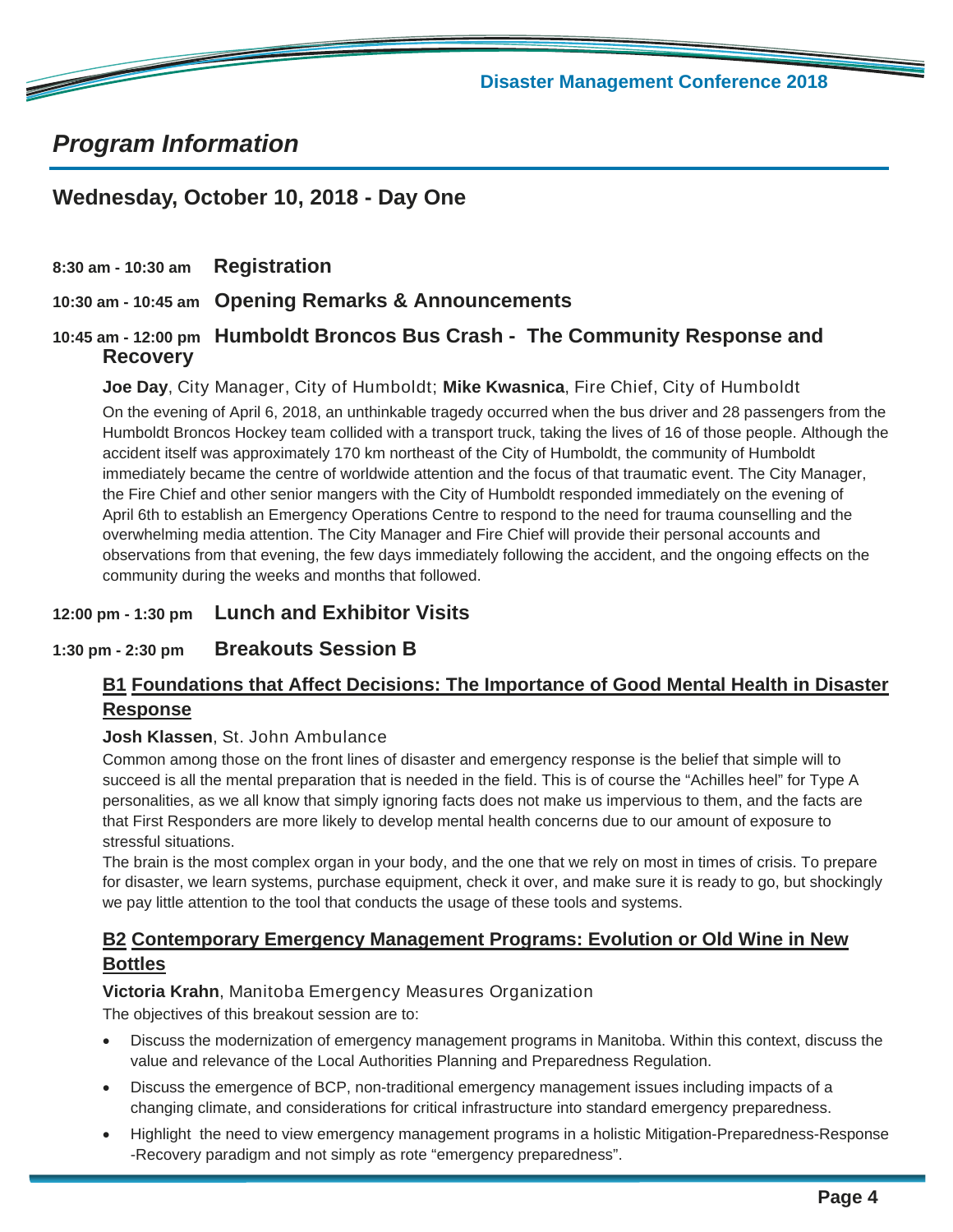## *Program Information*

### Wednesday, October 10, 2018 - Day One

**8:30 am - 10:30 am** **Registration**

**10:30 am - 10:45 am** **Opening Remarks & Announcements**

**10:45 am - 12:00 pm** **Humboldt Broncos Bus Crash - The Community Response and Recovery**

**Joe Day**, City Manager, City of Humboldt; **Mike Kwasnica**, Fire Chief, City of Humboldt

On the evening of April 6, 2018, an unthinkable tragedy occurred when the bus driver and 28 passengers from the Humboldt Broncos Hockey team collided with a transport truck, taking the lives of 16 of those people. Although the accident itself was approximately 170 km northeast of the City of Humboldt, the community of Humboldt immediately became the centre of worldwide attention and the focus of that traumatic event. The City Manager, the Fire Chief and other senior mangers with the City of Humboldt responded immediately on the evening of April 6th to establish an Emergency Operations Centre to respond to the need for trauma counselling and the overwhelming media attention. The City Manager and Fire Chief will provide their personal accounts and observations from that evening, the few days immediately following the accident, and the ongoing effects on the community during the weeks and months that followed.

**12:00 pm - 1:30 pm** **Lunch and Exhibitor Visits**

**1:30 pm - 2:30 pm** **Breakouts Session B**

**B1 Foundations that Affect Decisions: The Importance of Good Mental Health in Disaster Response**

**Josh Klassen**, St. John Ambulance

Common among those on the front lines of disaster and emergency response is the belief that simple will to succeed is all the mental preparation that is needed in the field. This is of course the "Achilles heel" for Type A personalities, as we all know that simply ignoring facts does not make us impervious to them, and the facts are that First Responders are more likely to develop mental health concerns due to our amount of exposure to stressful situations.

The brain is the most complex organ in your body, and the one that we rely on most in times of crisis. To prepare for disaster, we learn systems, purchase equipment, check it over, and make sure it is ready to go, but shockingly we pay little attention to the tool that conducts the usage of these tools and systems.

**B2 Contemporary Emergency Management Programs: Evolution or Old Wine in New Bottles**

**Victoria Krahn**, Manitoba Emergency Measures Organization

The objectives of this breakout session are to:

- Discuss the modernization of emergency management programs in Manitoba. Within this context, discuss the value and relevance of the Local Authorities Planning and Preparedness Regulation.
- Discuss the emergence of BCP, non-traditional emergency management issues including impacts of a changing climate, and considerations for critical infrastructure into standard emergency preparedness.
- Highlight the need to view emergency management programs in a holistic Mitigation-Preparedness-Response -Recovery paradigm and not simply as rote "emergency preparedness".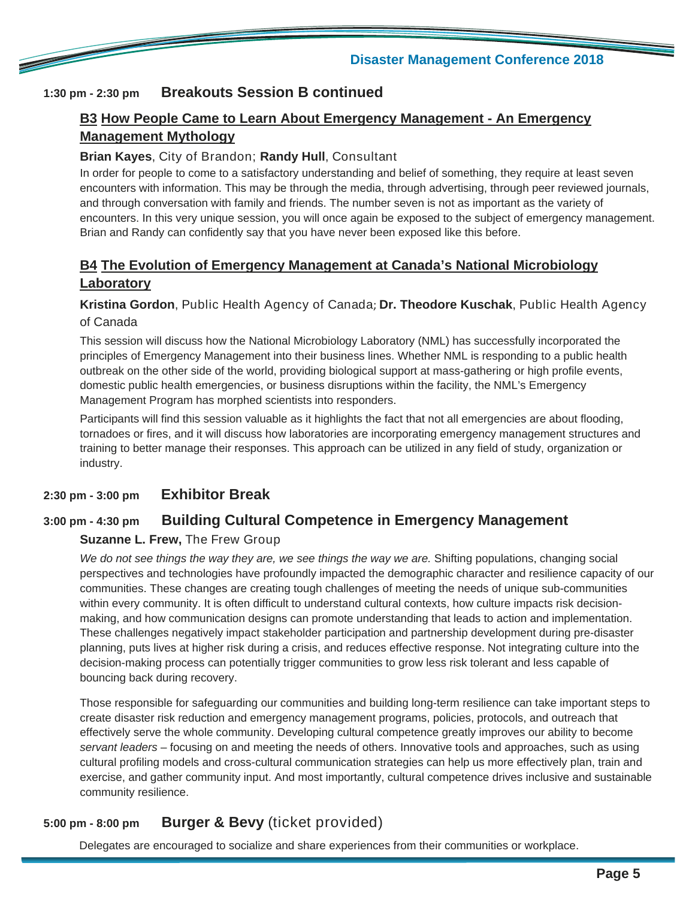## 1:30 pm - 2:30 pm **Breakouts Session B continued**

### B3 How People Came to Learn About Emergency Management - An Emergency Management Mythology

**Brian Kayes**, City of Brandon; **Randy Hull**, Consultant

In order for people to come to a satisfactory understanding and belief of something, they require at least seven encounters with information. This may be through the media, through advertising, through peer reviewed journals, and through conversation with family and friends. The number seven is not as important as the variety of encounters. In this very unique session, you will once again be exposed to the subject of emergency management. Brian and Randy can confidently say that you have never been exposed like this before.

### B4 The Evolution of Emergency Management at Canada's National Microbiology Laboratory

**Kristina Gordon**, Public Health Agency of Canada; **Dr. Theodore Kuschak**, Public Health Agency of Canada

This session will discuss how the National Microbiology Laboratory (NML) has successfully incorporated the principles of Emergency Management into their business lines. Whether NML is responding to a public health outbreak on the other side of the world, providing biological support at mass-gathering or high profile events, domestic public health emergencies, or business disruptions within the facility, the NML's Emergency Management Program has morphed scientists into responders.

Participants will find this session valuable as it highlights the fact that not all emergencies are about flooding, tornadoes or fires, and it will discuss how laboratories are incorporating emergency management structures and training to better manage their responses. This approach can be utilized in any field of study, organization or industry.

## 2:30 pm - 3:00 pm **Exhibitor Break**

## 3:00 pm - 4:30 pm **Building Cultural Competence in Emergency Management**

**Suzanne L. Frew,** The Frew Group

*We do not see things the way they are, we see things the way we are.* Shifting populations, changing social perspectives and technologies have profoundly impacted the demographic character and resilience capacity of our communities. These changes are creating tough challenges of meeting the needs of unique sub-communities within every community. It is often difficult to understand cultural contexts, how culture impacts risk decision-making, and how communication designs can promote understanding that leads to action and implementation. These challenges negatively impact stakeholder participation and partnership development during pre-disaster planning, puts lives at higher risk during a crisis, and reduces effective response. Not integrating culture into the decision-making process can potentially trigger communities to grow less risk tolerant and less capable of bouncing back during recovery.

Those responsible for safeguarding our communities and building long-term resilience can take important steps to create disaster risk reduction and emergency management programs, policies, protocols, and outreach that effectively serve the whole community. Developing cultural competence greatly improves our ability to become *servant leaders* – focusing on and meeting the needs of others. Innovative tools and approaches, such as using cultural profiling models and cross-cultural communication strategies can help us more effectively plan, train and exercise, and gather community input. And most importantly, cultural competence drives inclusive and sustainable community resilience.

## 5:00 pm - 8:00 pm **Burger & Bevy** (ticket provided)

Delegates are encouraged to socialize and share experiences from their communities or workplace.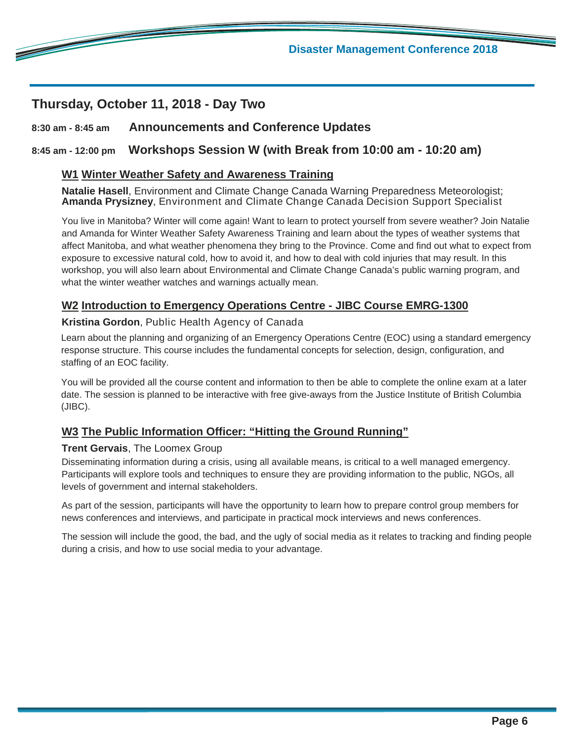## Thursday, October 11, 2018 - Day Two

**8:30 am - 8:45 am** **Announcements and Conference Updates**

**8:45 am - 12:00 pm** **Workshops Session W (with Break from 10:00 am - 10:20 am)**

### W1 Winter Weather Safety and Awareness Training

**Natalie Hasell**, Environment and Climate Change Canada Warning Preparedness Meteorologist;
**Amanda Prysizney**, Environment and Climate Change Canada Decision Support Specialist

You live in Manitoba? Winter will come again! Want to learn to protect yourself from severe weather? Join Natalie and Amanda for Winter Weather Safety Awareness Training and learn about the types of weather systems that affect Manitoba, and what weather phenomena they bring to the Province. Come and find out what to expect from exposure to excessive natural cold, how to avoid it, and how to deal with cold injuries that may result. In this workshop, you will also learn about Environmental and Climate Change Canada's public warning program, and what the winter weather watches and warnings actually mean.

### W2 Introduction to Emergency Operations Centre - JIBC Course EMRG-1300

**Kristina Gordon**, Public Health Agency of Canada

Learn about the planning and organizing of an Emergency Operations Centre (EOC) using a standard emergency response structure. This course includes the fundamental concepts for selection, design, configuration, and staffing of an EOC facility.

You will be provided all the course content and information to then be able to complete the online exam at a later date. The session is planned to be interactive with free give-aways from the Justice Institute of British Columbia (JIBC).

### W3 The Public Information Officer: "Hitting the Ground Running"

**Trent Gervais**, The Loomex Group

Disseminating information during a crisis, using all available means, is critical to a well managed emergency. Participants will explore tools and techniques to ensure they are providing information to the public, NGOs, all levels of government and internal stakeholders.

As part of the session, participants will have the opportunity to learn how to prepare control group members for news conferences and interviews, and participate in practical mock interviews and news conferences.

The session will include the good, the bad, and the ugly of social media as it relates to tracking and finding people during a crisis, and how to use social media to your advantage.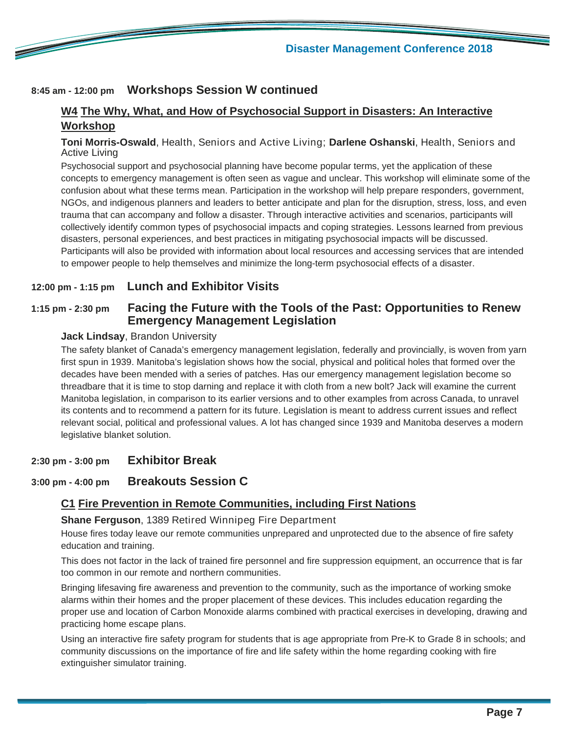## 8:45 am - 12:00 pm Workshops Session W continued

### W4 The Why, What, and How of Psychosocial Support in Disasters: An Interactive Workshop

**Toni Morris-Oswald**, Health, Seniors and Active Living; **Darlene Oshanski**, Health, Seniors and Active Living

Psychosocial support and psychosocial planning have become popular terms, yet the application of these concepts to emergency management is often seen as vague and unclear. This workshop will eliminate some of the confusion about what these terms mean. Participation in the workshop will help prepare responders, government, NGOs, and indigenous planners and leaders to better anticipate and plan for the disruption, stress, loss, and even trauma that can accompany and follow a disaster. Through interactive activities and scenarios, participants will collectively identify common types of psychosocial impacts and coping strategies. Lessons learned from previous disasters, personal experiences, and best practices in mitigating psychosocial impacts will be discussed. Participants will also be provided with information about local resources and accessing services that are intended to empower people to help themselves and minimize the long-term psychosocial effects of a disaster.

## 12:00 pm - 1:15 pm Lunch and Exhibitor Visits

## 1:15 pm - 2:30 pm Facing the Future with the Tools of the Past: Opportunities to Renew Emergency Management Legislation

**Jack Lindsay**, Brandon University

The safety blanket of Canada's emergency management legislation, federally and provincially, is woven from yarn first spun in 1939. Manitoba's legislation shows how the social, physical and political holes that formed over the decades have been mended with a series of patches. Has our emergency management legislation become so threadbare that it is time to stop darning and replace it with cloth from a new bolt? Jack will examine the current Manitoba legislation, in comparison to its earlier versions and to other examples from across Canada, to unravel its contents and to recommend a pattern for its future. Legislation is meant to address current issues and reflect relevant social, political and professional values. A lot has changed since 1939 and Manitoba deserves a modern legislative blanket solution.

## 2:30 pm - 3:00 pm Exhibitor Break

## 3:00 pm - 4:00 pm Breakouts Session C

### C1 Fire Prevention in Remote Communities, including First Nations

**Shane Ferguson**, 1389 Retired Winnipeg Fire Department

House fires today leave our remote communities unprepared and unprotected due to the absence of fire safety education and training.

This does not factor in the lack of trained fire personnel and fire suppression equipment, an occurrence that is far too common in our remote and northern communities.

Bringing lifesaving fire awareness and prevention to the community, such as the importance of working smoke alarms within their homes and the proper placement of these devices. This includes education regarding the proper use and location of Carbon Monoxide alarms combined with practical exercises in developing, drawing and practicing home escape plans.

Using an interactive fire safety program for students that is age appropriate from Pre-K to Grade 8 in schools; and community discussions on the importance of fire and life safety within the home regarding cooking with fire extinguisher simulator training.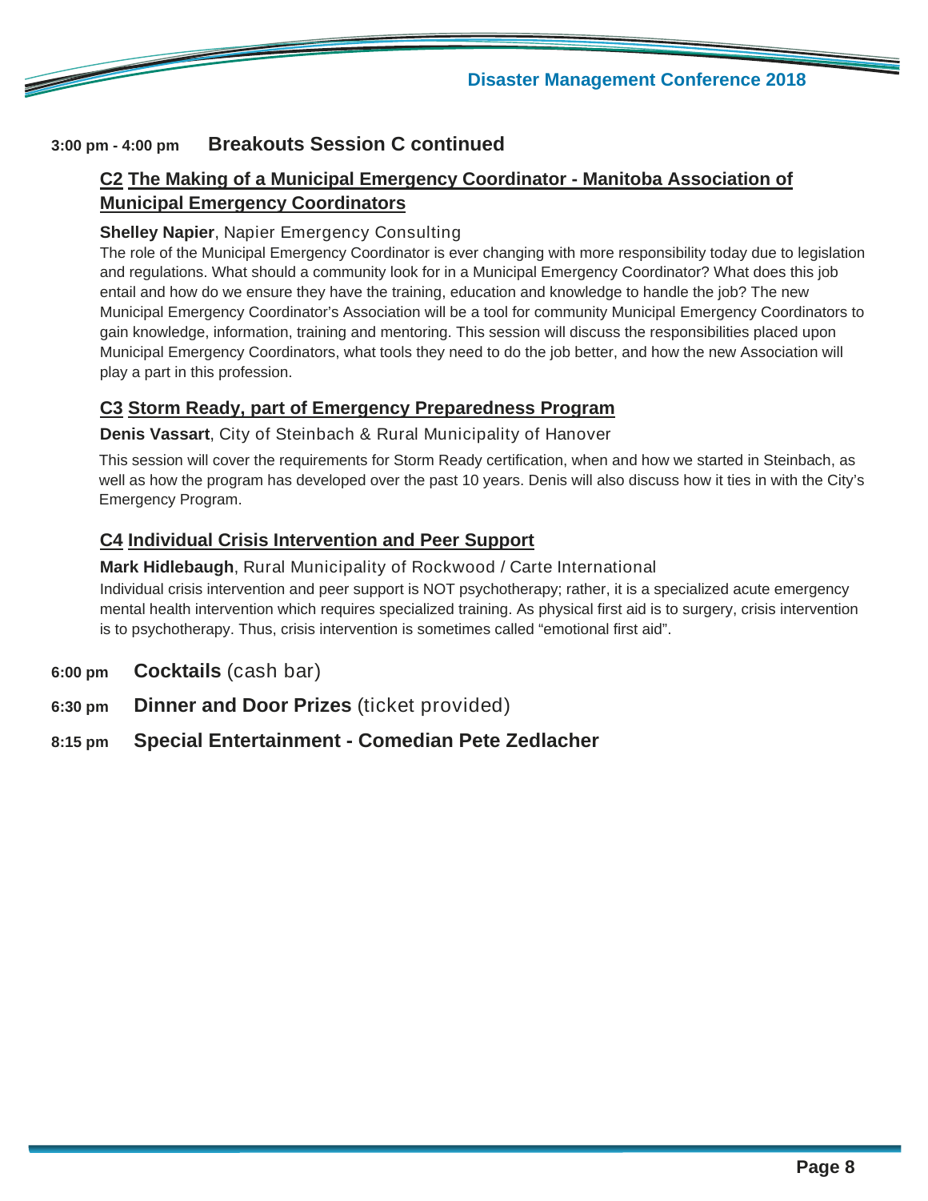## 3:00 pm - 4:00 pm **Breakouts Session C continued**

### C2 The Making of a Municipal Emergency Coordinator - Manitoba Association of Municipal Emergency Coordinators

**Shelley Napier**, Napier Emergency Consulting

The role of the Municipal Emergency Coordinator is ever changing with more responsibility today due to legislation and regulations. What should a community look for in a Municipal Emergency Coordinator? What does this job entail and how do we ensure they have the training, education and knowledge to handle the job? The new Municipal Emergency Coordinator's Association will be a tool for community Municipal Emergency Coordinators to gain knowledge, information, training and mentoring. This session will discuss the responsibilities placed upon Municipal Emergency Coordinators, what tools they need to do the job better, and how the new Association will play a part in this profession.

### C3 Storm Ready, part of Emergency Preparedness Program

**Denis Vassart**, City of Steinbach & Rural Municipality of Hanover

This session will cover the requirements for Storm Ready certification, when and how we started in Steinbach, as well as how the program has developed over the past 10 years. Denis will also discuss how it ties in with the City's Emergency Program.

### C4 Individual Crisis Intervention and Peer Support

**Mark Hidlebaugh**, Rural Municipality of Rockwood / Carte International

Individual crisis intervention and peer support is NOT psychotherapy; rather, it is a specialized acute emergency mental health intervention which requires specialized training. As physical first aid is to surgery, crisis intervention is to psychotherapy. Thus, crisis intervention is sometimes called "emotional first aid".

**6:00 pm** **Cocktails** (cash bar)

**6:30 pm** **Dinner and Door Prizes** (ticket provided)

**8:15 pm** **Special Entertainment - Comedian Pete Zedlacher**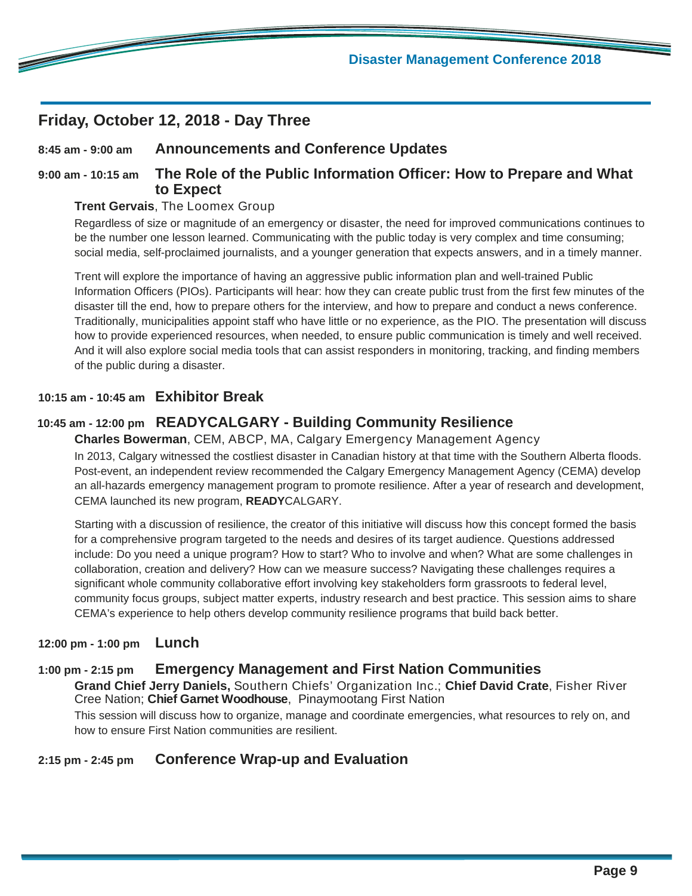## Friday, October 12, 2018 - Day Three

**8:45 am - 9:00 am** **Announcements and Conference Updates**

**9:00 am - 10:15 am** **The Role of the Public Information Officer: How to Prepare and What to Expect**

**Trent Gervais**, The Loomex Group

Regardless of size or magnitude of an emergency or disaster, the need for improved communications continues to be the number one lesson learned. Communicating with the public today is very complex and time consuming; social media, self-proclaimed journalists, and a younger generation that expects answers, and in a timely manner.

Trent will explore the importance of having an aggressive public information plan and well-trained Public Information Officers (PIOs). Participants will hear: how they can create public trust from the first few minutes of the disaster till the end, how to prepare others for the interview, and how to prepare and conduct a news conference. Traditionally, municipalities appoint staff who have little or no experience, as the PIO. The presentation will discuss how to provide experienced resources, when needed, to ensure public communication is timely and well received. And it will also explore social media tools that can assist responders in monitoring, tracking, and finding members of the public during a disaster.

**10:15 am - 10:45 am** **Exhibitor Break**

**10:45 am - 12:00 pm** **READYCALGARY - Building Community Resilience**

**Charles Bowerman**, CEM, ABCP, MA, Calgary Emergency Management Agency

In 2013, Calgary witnessed the costliest disaster in Canadian history at that time with the Southern Alberta floods. Post-event, an independent review recommended the Calgary Emergency Management Agency (CEMA) develop an all-hazards emergency management program to promote resilience. After a year of research and development, CEMA launched its new program, **READY**CALGARY.

Starting with a discussion of resilience, the creator of this initiative will discuss how this concept formed the basis for a comprehensive program targeted to the needs and desires of its target audience. Questions addressed include: Do you need a unique program? How to start? Who to involve and when? What are some challenges in collaboration, creation and delivery? How can we measure success? Navigating these challenges requires a significant whole community collaborative effort involving key stakeholders form grassroots to federal level, community focus groups, subject matter experts, industry research and best practice. This session aims to share CEMA's experience to help others develop community resilience programs that build back better.

**12:00 pm - 1:00 pm** **Lunch**

**1:00 pm - 2:15 pm** **Emergency Management and First Nation Communities**

**Grand Chief Jerry Daniels,** Southern Chiefs' Organization Inc.; **Chief David Crate**, Fisher River Cree Nation; **Chief Garnet Woodhouse**, Pinaymootang First Nation

This session will discuss how to organize, manage and coordinate emergencies, what resources to rely on, and how to ensure First Nation communities are resilient.

**2:15 pm - 2:45 pm** **Conference Wrap-up and Evaluation**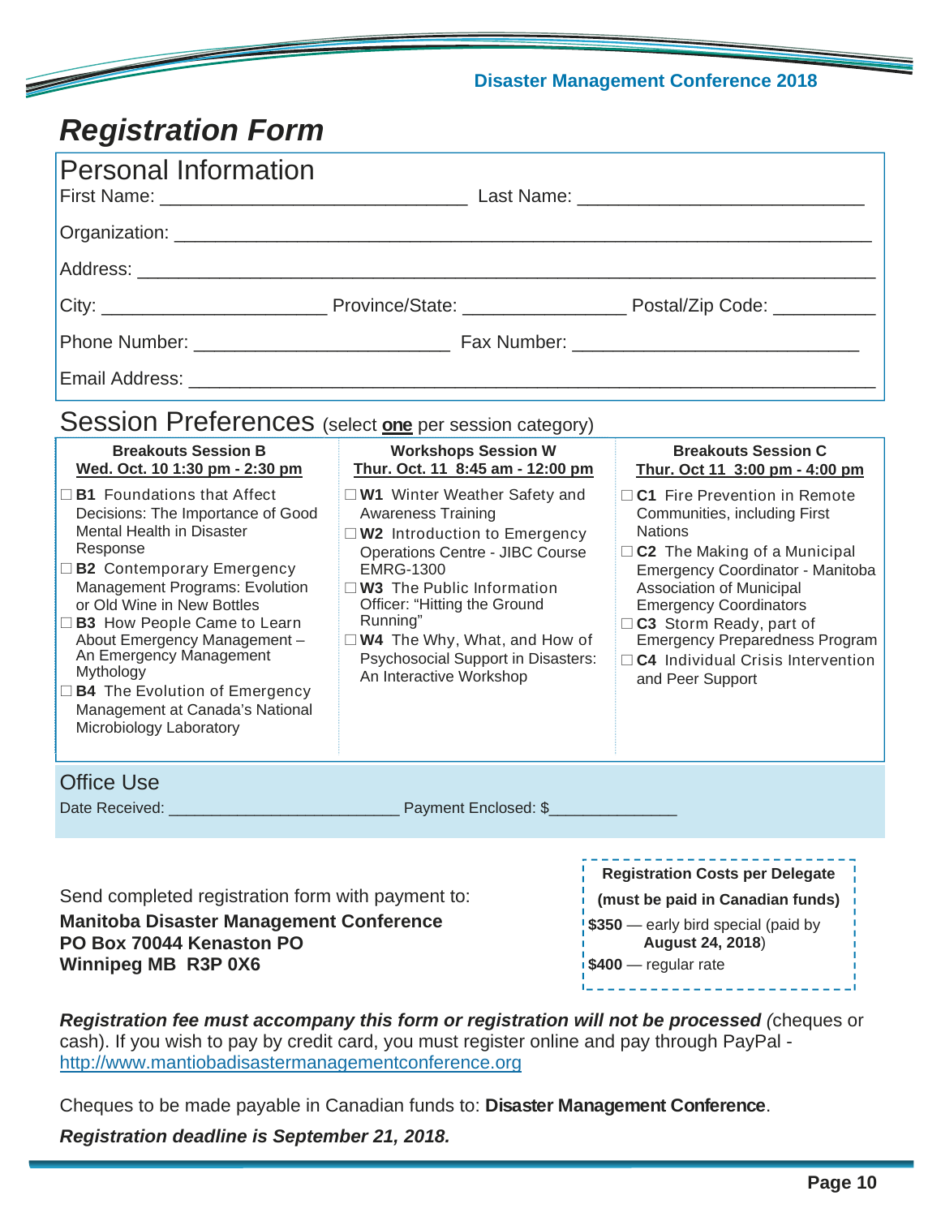# Registration Form

## Personal Information

First Name: ______________________________ Last Name: ____________________________

Organization: ____________________________________________________________________

Address: ________________________________________________________________________

City: ______________________ Province/State: ________________ Postal/Zip Code: __________

Phone Number: _________________________ Fax Number: ____________________________

Email Address: ___________________________________________________________________

## Session Preferences (select **one** per session category)

**Breakouts Session B**
**Wed. Oct. 10 1:30 pm - 2:30 pm**

- ☐ **B1** Foundations that Affect Decisions: The Importance of Good Mental Health in Disaster Response
- ☐ **B2** Contemporary Emergency Management Programs: Evolution or Old Wine in New Bottles
- ☐ **B3** How People Came to Learn About Emergency Management – An Emergency Management Mythology
- ☐ **B4** The Evolution of Emergency Management at Canada's National Microbiology Laboratory

**Workshops Session W**
**Thur. Oct. 11 8:45 am - 12:00 pm**

- ☐ **W1** Winter Weather Safety and Awareness Training
- ☐ **W2** Introduction to Emergency Operations Centre - JIBC Course EMRG-1300
- ☐ **W3** The Public Information Officer: "Hitting the Ground Running"
- ☐ **W4** The Why, What, and How of Psychosocial Support in Disasters: An Interactive Workshop

**Breakouts Session C**
**Thur. Oct 11 3:00 pm - 4:00 pm**

- ☐ **C1** Fire Prevention in Remote Communities, including First Nations
- ☐ **C2** The Making of a Municipal Emergency Coordinator - Manitoba Association of Municipal Emergency Coordinators
- ☐ **C3** Storm Ready, part of Emergency Preparedness Program
- ☐ **C4** Individual Crisis Intervention and Peer Support

## Office Use

Date Received: __________________________ Payment Enclosed: $______________

Send completed registration form with payment to:

**Manitoba Disaster Management Conference**
**PO Box 70044 Kenaston PO**
**Winnipeg MB R3P 0X6**

**Registration Costs per Delegate**
**(must be paid in Canadian funds)**

**$350** — early bird special (paid by **August 24, 2018**)
**$400** — regular rate

***Registration fee must accompany this form or registration will not be processed*** (cheques or cash). If you wish to pay by credit card, you must register online and pay through PayPal - http://www.mantiobadisastermanagementconference.org

Cheques to be made payable in Canadian funds to: **Disaster Management Conference**.

***Registration deadline is September 21, 2018.***